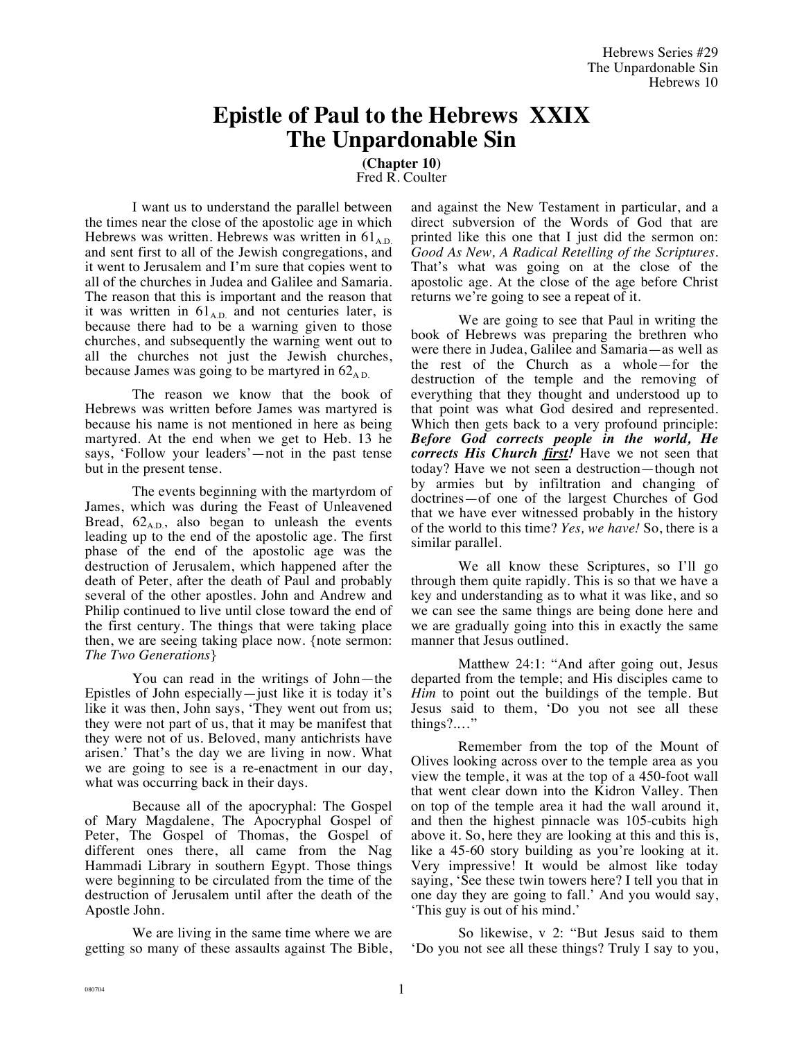# Epistle of Paul to the Hebrews XXIX
# The Unpardonable Sin

**(Chapter 10)**
Fred R. Coulter

I want us to understand the parallel between the times near the close of the apostolic age in which Hebrews was written. Hebrews was written in $61_{A.D.}$ and sent first to all of the Jewish congregations, and it went to Jerusalem and I'm sure that copies went to all of the churches in Judea and Galilee and Samaria. The reason that this is important and the reason that it was written in $61_{A.D.}$ and not centuries later, is because there had to be a warning given to those churches, and subsequently the warning went out to all the churches not just the Jewish churches, because James was going to be martyred in $62_{A.D.}$

The reason we know that the book of Hebrews was written before James was martyred is because his name is not mentioned in here as being martyred. At the end when we get to Heb. 13 he says, 'Follow your leaders'—not in the past tense but in the present tense.

The events beginning with the martyrdom of James, which was during the Feast of Unleavened Bread, $62_{A.D.}$, also began to unleash the events leading up to the end of the apostolic age. The first phase of the end of the apostolic age was the destruction of Jerusalem, which happened after the death of Peter, after the death of Paul and probably several of the other apostles. John and Andrew and Philip continued to live until close toward the end of the first century. The things that were taking place then, we are seeing taking place now. {note sermon: *The Two Generations*}

You can read in the writings of John—the Epistles of John especially—just like it is today it's like it was then, John says, 'They went out from us; they were not part of us, that it may be manifest that they were not of us. Beloved, many antichrists have arisen.' That's the day we are living in now. What we are going to see is a re-enactment in our day, what was occurring back in their days.

Because all of the apocryphal: The Gospel of Mary Magdalene, The Apocryphal Gospel of Peter, The Gospel of Thomas, the Gospel of different ones there, all came from the Nag Hammadi Library in southern Egypt. Those things were beginning to be circulated from the time of the destruction of Jerusalem until after the death of the Apostle John.

We are living in the same time where we are getting so many of these assaults against The Bible, and against the New Testament in particular, and a direct subversion of the Words of God that are printed like this one that I just did the sermon on: *Good As New, A Radical Retelling of the Scriptures*. That's what was going on at the close of the apostolic age. At the close of the age before Christ returns we're going to see a repeat of it.

We are going to see that Paul in writing the book of Hebrews was preparing the brethren who were there in Judea, Galilee and Samaria—as well as the rest of the Church as a whole—for the destruction of the temple and the removing of everything that they thought and understood up to that point was what God desired and represented. Which then gets back to a very profound principle: ***Before God corrects people in the world, He corrects His Church <u>first</u>!*** Have we not seen that today? Have we not seen a destruction—though not by armies but by infiltration and changing of doctrines—of one of the largest Churches of God that we have ever witnessed probably in the history of the world to this time? *Yes, we have!* So, there is a similar parallel.

We all know these Scriptures, so I'll go through them quite rapidly. This is so that we have a key and understanding as to what it was like, and so we can see the same things are being done here and we are gradually going into this in exactly the same manner that Jesus outlined.

Matthew 24:1: "And after going out, Jesus departed from the temple; and His disciples came to *Him* to point out the buildings of the temple. But Jesus said to them, 'Do you not see all these things?...."

Remember from the top of the Mount of Olives looking across over to the temple area as you view the temple, it was at the top of a 450-foot wall that went clear down into the Kidron Valley. Then on top of the temple area it had the wall around it, and then the highest pinnacle was 105-cubits high above it. So, here they are looking at this and this is, like a 45-60 story building as you're looking at it. Very impressive! It would be almost like today saying, 'See these twin towers here? I tell you that in one day they are going to fall.' And you would say, 'This guy is out of his mind.'

So likewise, v 2: "But Jesus said to them 'Do you not see all these things? Truly I say to you,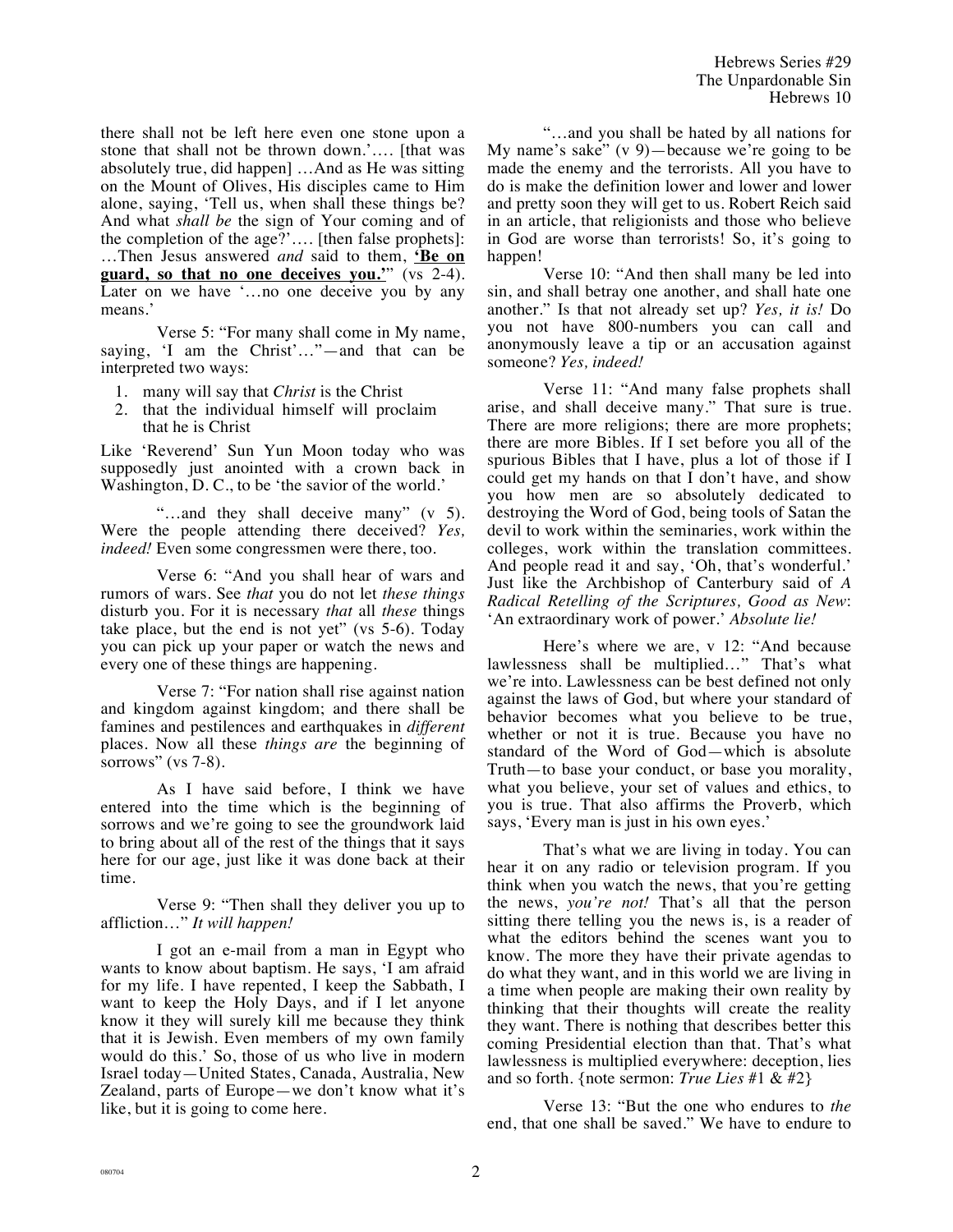there shall not be left here even one stone upon a stone that shall not be thrown down.'…. [that was absolutely true, did happen] …And as He was sitting on the Mount of Olives, His disciples came to Him alone, saying, 'Tell us, when shall these things be? And what *shall be* the sign of Your coming and of the completion of the age?'…. [then false prophets]: …Then Jesus answered *and* said to them, **<u>'Be on guard, so that no one deceives you.'</u>**" (vs 2-4). Later on we have '…no one deceive you by any means.'

Verse 5: "For many shall come in My name, saying, 'I am the Christ'…"—and that can be interpreted two ways:

1. many will say that *Christ* is the Christ
2. that the individual himself will proclaim that he is Christ

Like 'Reverend' Sun Yun Moon today who was supposedly just anointed with a crown back in Washington, D. C., to be 'the savior of the world.'

"…and they shall deceive many" (v 5). Were the people attending there deceived? *Yes, indeed!* Even some congressmen were there, too.

Verse 6: "And you shall hear of wars and rumors of wars. See *that* you do not let *these things* disturb you. For it is necessary *that* all *these* things take place, but the end is not yet" (vs 5-6). Today you can pick up your paper or watch the news and every one of these things are happening.

Verse 7: "For nation shall rise against nation and kingdom against kingdom; and there shall be famines and pestilences and earthquakes in *different* places. Now all these *things are* the beginning of sorrows" (vs 7-8).

As I have said before, I think we have entered into the time which is the beginning of sorrows and we're going to see the groundwork laid to bring about all of the rest of the things that it says here for our age, just like it was done back at their time.

Verse 9: "Then shall they deliver you up to affliction…" *It will happen!*

I got an e-mail from a man in Egypt who wants to know about baptism. He says, 'I am afraid for my life. I have repented, I keep the Sabbath, I want to keep the Holy Days, and if I let anyone know it they will surely kill me because they think that it is Jewish. Even members of my own family would do this.' So, those of us who live in modern Israel today—United States, Canada, Australia, New Zealand, parts of Europe—we don't know what it's like, but it is going to come here.

"…and you shall be hated by all nations for My name's sake" (v 9)—because we're going to be made the enemy and the terrorists. All you have to do is make the definition lower and lower and lower and pretty soon they will get to us. Robert Reich said in an article, that religionists and those who believe in God are worse than terrorists! So, it's going to happen!

Verse 10: "And then shall many be led into sin, and shall betray one another, and shall hate one another." Is that not already set up? *Yes, it is!* Do you not have 800-numbers you can call and anonymously leave a tip or an accusation against someone? *Yes, indeed!*

Verse 11: "And many false prophets shall arise, and shall deceive many." That sure is true. There are more religions; there are more prophets; there are more Bibles. If I set before you all of the spurious Bibles that I have, plus a lot of those if I could get my hands on that I don't have, and show you how men are so absolutely dedicated to destroying the Word of God, being tools of Satan the devil to work within the seminaries, work within the colleges, work within the translation committees. And people read it and say, 'Oh, that's wonderful.' Just like the Archbishop of Canterbury said of *A Radical Retelling of the Scriptures, Good as New*: 'An extraordinary work of power.' *Absolute lie!*

Here's where we are, v 12: "And because lawlessness shall be multiplied…" That's what we're into. Lawlessness can be best defined not only against the laws of God, but where your standard of behavior becomes what you believe to be true, whether or not it is true. Because you have no standard of the Word of God—which is absolute Truth—to base your conduct, or base you morality, what you believe, your set of values and ethics, to you is true. That also affirms the Proverb, which says, 'Every man is just in his own eyes.'

That's what we are living in today. You can hear it on any radio or television program. If you think when you watch the news, that you're getting the news, *you're not!* That's all that the person sitting there telling you the news is, is a reader of what the editors behind the scenes want you to know. The more they have their private agendas to do what they want, and in this world we are living in a time when people are making their own reality by thinking that their thoughts will create the reality they want. There is nothing that describes better this coming Presidential election than that. That's what lawlessness is multiplied everywhere: deception, lies and so forth. {note sermon: *True Lies* #1 & #2}

Verse 13: "But the one who endures to *the* end, that one shall be saved." We have to endure to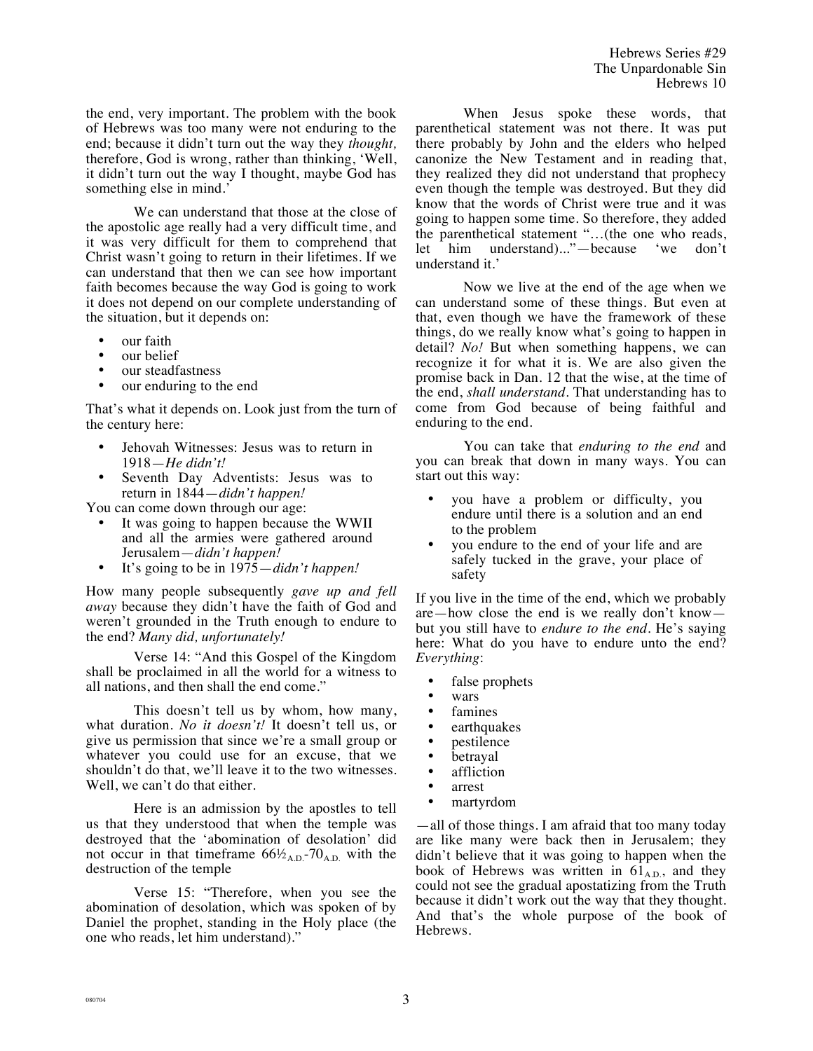the end, very important. The problem with the book of Hebrews was too many were not enduring to the end; because it didn't turn out the way they *thought,* therefore, God is wrong, rather than thinking, 'Well, it didn't turn out the way I thought, maybe God has something else in mind.'

We can understand that those at the close of the apostolic age really had a very difficult time, and it was very difficult for them to comprehend that Christ wasn't going to return in their lifetimes. If we can understand that then we can see how important faith becomes because the way God is going to work it does not depend on our complete understanding of the situation, but it depends on:

- our faith
- our belief
- our steadfastness
- our enduring to the end

That's what it depends on. Look just from the turn of the century here:

- Jehovah Witnesses: Jesus was to return in 1918—*He didn't!*
- Seventh Day Adventists: Jesus was to return in 1844—*didn't happen!*

You can come down through our age:

- It was going to happen because the WWII and all the armies were gathered around Jerusalem—*didn't happen!*
- It's going to be in 1975—*didn't happen!*

How many people subsequently *gave up and fell away* because they didn't have the faith of God and weren't grounded in the Truth enough to endure to the end? *Many did, unfortunately!*

Verse 14: "And this Gospel of the Kingdom shall be proclaimed in all the world for a witness to all nations, and then shall the end come."

This doesn't tell us by whom, how many, what duration. *No it doesn't!* It doesn't tell us, or give us permission that since we're a small group or whatever you could use for an excuse, that we shouldn't do that, we'll leave it to the two witnesses. Well, we can't do that either.

Here is an admission by the apostles to tell us that they understood that when the temple was destroyed that the 'abomination of desolation' did not occur in that timeframe $66½_{\text{A.D.}}$-$70_{\text{A.D.}}$ with the destruction of the temple

Verse 15: "Therefore, when you see the abomination of desolation, which was spoken of by Daniel the prophet, standing in the Holy place (the one who reads, let him understand)."

When Jesus spoke these words, that parenthetical statement was not there. It was put there probably by John and the elders who helped canonize the New Testament and in reading that, they realized they did not understand that prophecy even though the temple was destroyed. But they did know that the words of Christ were true and it was going to happen some time. So therefore, they added the parenthetical statement "…(the one who reads, let him understand)..."—because 'we don't understand it.'

Now we live at the end of the age when we can understand some of these things. But even at that, even though we have the framework of these things, do we really know what's going to happen in detail? *No!* But when something happens, we can recognize it for what it is. We are also given the promise back in Dan. 12 that the wise, at the time of the end, *shall understand*. That understanding has to come from God because of being faithful and enduring to the end.

You can take that *enduring to the end* and you can break that down in many ways. You can start out this way:

- you have a problem or difficulty, you endure until there is a solution and an end to the problem
- you endure to the end of your life and are safely tucked in the grave, your place of safety

If you live in the time of the end, which we probably are—how close the end is we really don't know—but you still have to *endure to the end*. He's saying here: What do you have to endure unto the end? *Everything*:

- false prophets
- wars
- famines
- earthquakes
- pestilence
- betrayal
- affliction
- arrest
- martyrdom

—all of those things. I am afraid that too many today are like many were back then in Jerusalem; they didn't believe that it was going to happen when the book of Hebrews was written in $61_{\text{A.D.}}$, and they could not see the gradual apostatizing from the Truth because it didn't work out the way that they thought. And that's the whole purpose of the book of Hebrews.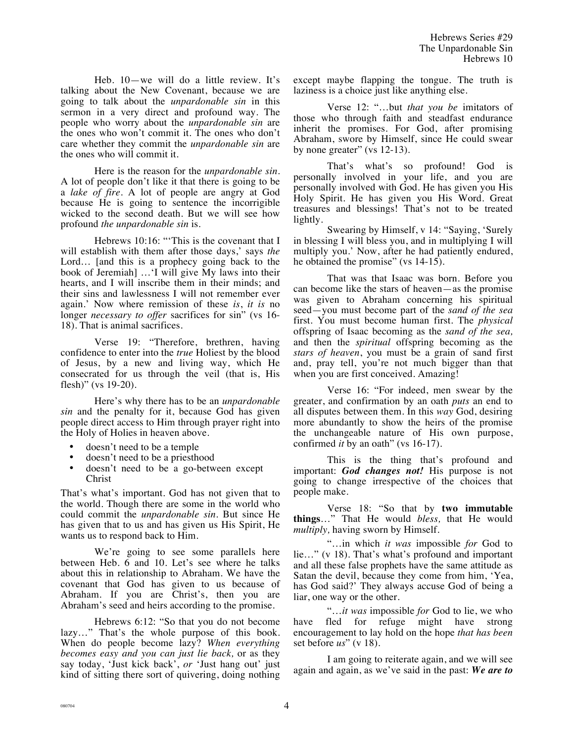Heb. 10—we will do a little review. It's talking about the New Covenant, because we are going to talk about the *unpardonable sin* in this sermon in a very direct and profound way. The people who worry about the *unpardonable sin* are the ones who won't commit it. The ones who don't care whether they commit the *unpardonable sin* are the ones who will commit it.

Here is the reason for the *unpardonable sin*. A lot of people don't like it that there is going to be a *lake of fire*. A lot of people are angry at God because He is going to sentence the incorrigible wicked to the second death. But we will see how profound *the unpardonable sin* is.

Hebrews 10:16: "'This is the covenant that I will establish with them after those days,' says *the* Lord… [and this is a prophecy going back to the book of Jeremiah] …'I will give My laws into their hearts, and I will inscribe them in their minds; and their sins and lawlessness I will not remember ever again.' Now where remission of these *is*, *it is* no longer *necessary to offer* sacrifices for sin" (vs 16-18). That is animal sacrifices.

Verse 19: "Therefore, brethren, having confidence to enter into the *true* Holiest by the blood of Jesus, by a new and living way, which He consecrated for us through the veil (that is, His flesh)" (vs 19-20).

Here's why there has to be an *unpardonable sin* and the penalty for it, because God has given people direct access to Him through prayer right into the Holy of Holies in heaven above.

- doesn't need to be a temple
- doesn't need to be a priesthood
- doesn't need to be a go-between except Christ

That's what's important. God has not given that to the world. Though there are some in the world who could commit the *unpardonable sin*. But since He has given that to us and has given us His Spirit, He wants us to respond back to Him.

We're going to see some parallels here between Heb. 6 and 10. Let's see where he talks about this in relationship to Abraham. We have the covenant that God has given to us because of Abraham. If you are Christ's, then you are Abraham's seed and heirs according to the promise.

Hebrews 6:12: "So that you do not become lazy…" That's the whole purpose of this book. When do people become lazy? *When everything becomes easy and you can just lie back,* or as they say today, 'Just kick back', *or* 'Just hang out' just kind of sitting there sort of quivering, doing nothing except maybe flapping the tongue. The truth is laziness is a choice just like anything else.

Verse 12: "…but *that you be* imitators of those who through faith and steadfast endurance inherit the promises. For God, after promising Abraham, swore by Himself, since He could swear by none greater" (vs 12-13).

That's what's so profound! God is personally involved in your life, and you are personally involved with God. He has given you His Holy Spirit. He has given you His Word. Great treasures and blessings! That's not to be treated lightly.

Swearing by Himself, v 14: "Saying, 'Surely in blessing I will bless you, and in multiplying I will multiply you.' Now, after he had patiently endured, he obtained the promise" (vs 14-15).

That was that Isaac was born. Before you can become like the stars of heaven—as the promise was given to Abraham concerning his spiritual seed—you must become part of the *sand of the sea* first. You must become human first. The *physical* offspring of Isaac becoming as the *sand of the sea,* and then the *spiritual* offspring becoming as the *stars of heaven*, you must be a grain of sand first and, pray tell, you're not much bigger than that when you are first conceived. Amazing!

Verse 16: "For indeed, men swear by the greater, and confirmation by an oath *puts* an end to all disputes between them. In this *way* God, desiring more abundantly to show the heirs of the promise the unchangeable nature of His own purpose, confirmed *it* by an oath" (vs 16-17).

This is the thing that's profound and important: ***God changes not!*** His purpose is not going to change irrespective of the choices that people make.

Verse 18: "So that by **two immutable things**…" That He would *bless,* that He would *multiply,* having sworn by Himself.

"…in which *it was* impossible *for* God to lie…" (v 18). That's what's profound and important and all these false prophets have the same attitude as Satan the devil, because they come from him, 'Yea, has God said?' They always accuse God of being a liar, one way or the other.

"…*it was* impossible *for* God to lie, we who have fled for refuge might have strong encouragement to lay hold on the hope *that has been* set before *us*" (v 18).

I am going to reiterate again, and we will see again and again, as we've said in the past: ***We are to***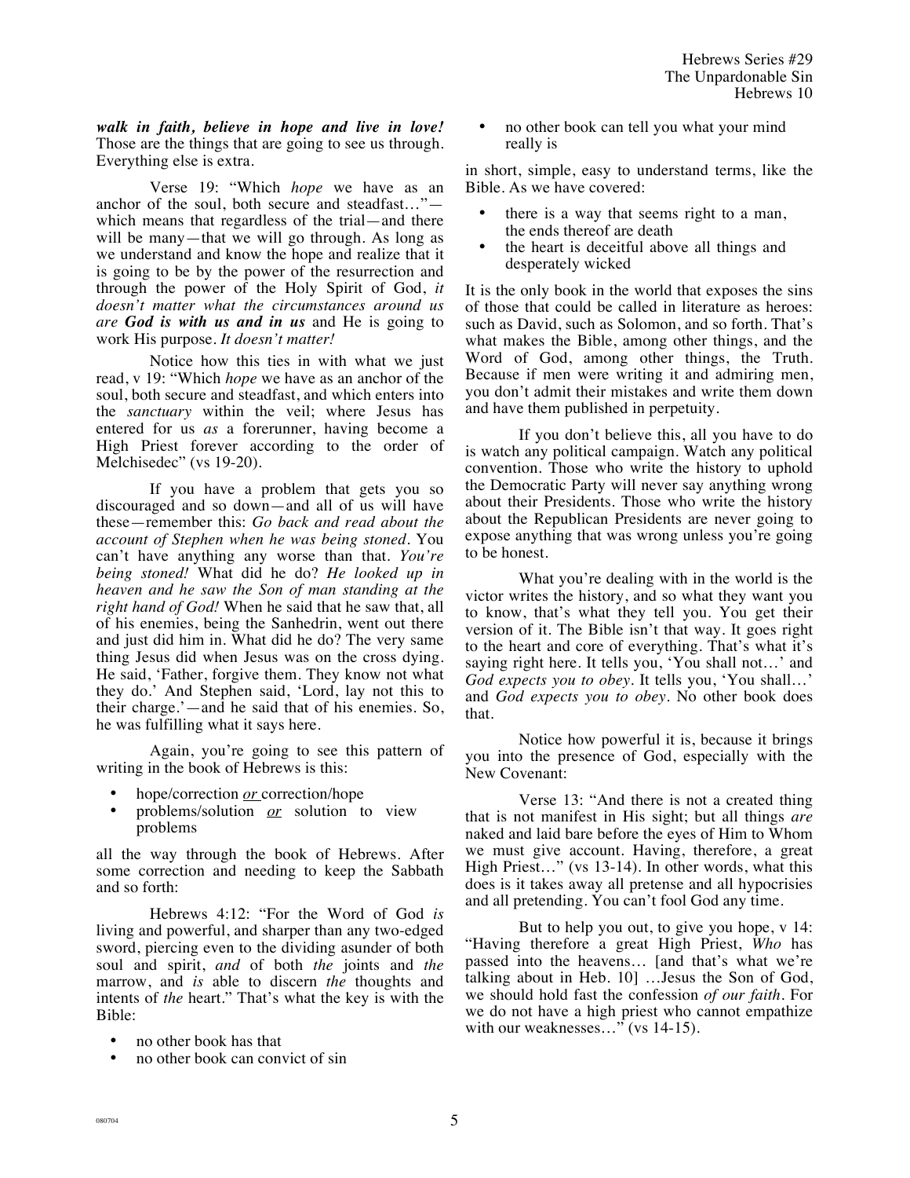***walk in faith, believe in hope and live in love!*** Those are the things that are going to see us through. Everything else is extra.

Verse 19: "Which *hope* we have as an anchor of the soul, both secure and steadfast…"—which means that regardless of the trial—and there will be many—that we will go through. As long as we understand and know the hope and realize that it is going to be by the power of the resurrection and through the power of the Holy Spirit of God, *it doesn't matter what the circumstances around us are **God is with us and in us*** and He is going to work His purpose. *It doesn't matter!*

Notice how this ties in with what we just read, v 19: "Which *hope* we have as an anchor of the soul, both secure and steadfast, and which enters into the *sanctuary* within the veil; where Jesus has entered for us *as* a forerunner, having become a High Priest forever according to the order of Melchisedec" (vs 19-20).

If you have a problem that gets you so discouraged and so down—and all of us will have these—remember this: *Go back and read about the account of Stephen when he was being stoned.* You can't have anything any worse than that. *You're being stoned!* What did he do? *He looked up in heaven and he saw the Son of man standing at the right hand of God!* When he said that he saw that, all of his enemies, being the Sanhedrin, went out there and just did him in. What did he do? The very same thing Jesus did when Jesus was on the cross dying. He said, 'Father, forgive them. They know not what they do.' And Stephen said, 'Lord, lay not this to their charge.'—and he said that of his enemies. So, he was fulfilling what it says here.

Again, you're going to see this pattern of writing in the book of Hebrews is this:

- hope/correction *or* correction/hope
- problems/solution *or* solution to view problems

all the way through the book of Hebrews. After some correction and needing to keep the Sabbath and so forth:

Hebrews 4:12: "For the Word of God *is* living and powerful, and sharper than any two-edged sword, piercing even to the dividing asunder of both soul and spirit, *and* of both *the* joints and *the* marrow, and *is* able to discern *the* thoughts and intents of *the* heart." That's what the key is with the Bible:

- no other book has that
- no other book can convict of sin
- no other book can tell you what your mind really is

in short, simple, easy to understand terms, like the Bible. As we have covered:

- there is a way that seems right to a man, the ends thereof are death
- the heart is deceitful above all things and desperately wicked

It is the only book in the world that exposes the sins of those that could be called in literature as heroes: such as David, such as Solomon, and so forth. That's what makes the Bible, among other things, and the Word of God, among other things, the Truth. Because if men were writing it and admiring men, you don't admit their mistakes and write them down and have them published in perpetuity.

If you don't believe this, all you have to do is watch any political campaign. Watch any political convention. Those who write the history to uphold the Democratic Party will never say anything wrong about their Presidents. Those who write the history about the Republican Presidents are never going to expose anything that was wrong unless you're going to be honest.

What you're dealing with in the world is the victor writes the history, and so what they want you to know, that's what they tell you. You get their version of it. The Bible isn't that way. It goes right to the heart and core of everything. That's what it's saying right here. It tells you, 'You shall not…' and *God expects you to obey*. It tells you, 'You shall…' and *God expects you to obey*. No other book does that.

Notice how powerful it is, because it brings you into the presence of God, especially with the New Covenant:

Verse 13: "And there is not a created thing that is not manifest in His sight; but all things *are* naked and laid bare before the eyes of Him to Whom we must give account. Having, therefore, a great High Priest…" (vs 13-14). In other words, what this does is it takes away all pretense and all hypocrisies and all pretending. You can't fool God any time.

But to help you out, to give you hope, v 14: "Having therefore a great High Priest, *Who* has passed into the heavens… [and that's what we're talking about in Heb. 10] …Jesus the Son of God, we should hold fast the confession *of our faith*. For we do not have a high priest who cannot empathize with our weaknesses…" (vs 14-15).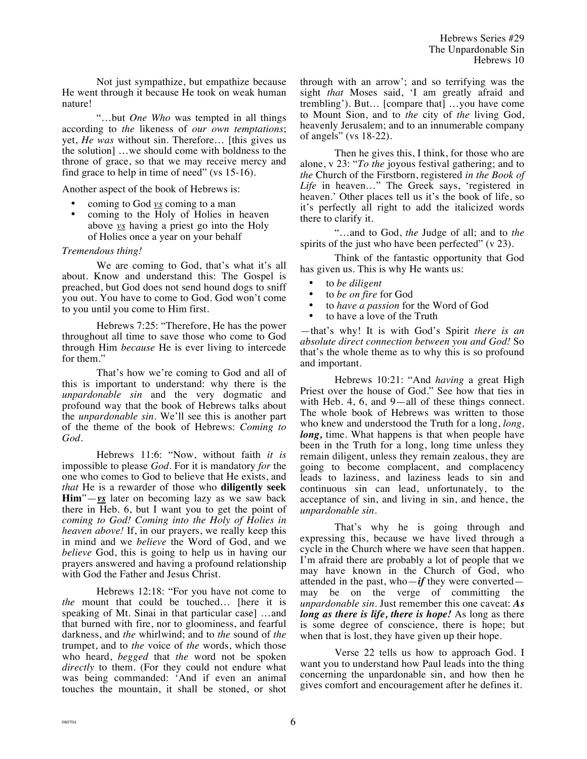Not just sympathize, but empathize because He went through it because He took on weak human nature!

"…but *One Who* was tempted in all things according to *the* likeness of *our own temptations*; yet, *He was* without sin. Therefore… [this gives us the solution] …we should come with boldness to the throne of grace, so that we may receive mercy and find grace to help in time of need" (vs 15-16).

Another aspect of the book of Hebrews is:

- coming to God ***vs*** coming to a man
- coming to the Holy of Holies in heaven above ***vs*** having a priest go into the Holy of Holies once a year on your behalf

*Tremendous thing!*

We are coming to God, that's what it's all about. Know and understand this: The Gospel is preached, but God does not send hound dogs to sniff you out. You have to come to God. God won't come to you until you come to Him first.

Hebrews 7:25: "Therefore, He has the power throughout all time to save those who come to God through Him *because* He is ever living to intercede for them."

That's how we're coming to God and all of this is important to understand: why there is the *unpardonable sin* and the very dogmatic and profound way that the book of Hebrews talks about the *unpardonable sin*. We'll see this is another part of the theme of the book of Hebrews: *Coming to God*.

Hebrews 11:6: "Now, without faith *it is* impossible to please *God*. For it is mandatory *for* the one who comes to God to believe that He exists, and *that* He is a rewarder of those who **diligently seek Him**"—***vs*** later on becoming lazy as we saw back there in Heb. 6, but I want you to get the point of *coming to God! Coming into the Holy of Holies in heaven above!* If, in our prayers, we really keep this in mind and we *believe* the Word of God, and we *believe* God, this is going to help us in having our prayers answered and having a profound relationship with God the Father and Jesus Christ.

Hebrews 12:18: "For you have not come to *the* mount that could be touched… [here it is speaking of Mt. Sinai in that particular case] …and that burned with fire, nor to gloominess, and fearful darkness, and *the* whirlwind; and to *the* sound of *the* trumpet, and to *the* voice of *the* words, which those who heard, *begged* that *the* word not be spoken *directly* to them. (For they could not endure what was being commanded: 'And if even an animal touches the mountain, it shall be stoned, or shot through with an arrow'; and so terrifying was the sight *that* Moses said, 'I am greatly afraid and trembling'). But… [compare that] …you have come to Mount Sion, and to *the* city of *the* living God, heavenly Jerusalem; and to an innumerable company of angels" (vs 18-22).

Then he gives this, I think, for those who are alone, v 23: "*To the* joyous festival gathering; and to *the* Church of the Firstborn, registered *in the Book of Life* in heaven…" The Greek says, 'registered in heaven.' Other places tell us it's the book of life, so it's perfectly all right to add the italicized words there to clarify it.

"…and to God, *the* Judge of all; and to *the* spirits of the just who have been perfected" (v 23).

Think of the fantastic opportunity that God has given us. This is why He wants us:

- to *be diligent*
- to *be on fire* for God
- to *have a passion* for the Word of God
- to have a love of the Truth

—that's why! It is with God's Spirit *there is an absolute direct connection between you and God!* So that's the whole theme as to why this is so profound and important.

Hebrews 10:21: "And *having* a great High Priest over the house of God." See how that ties in with Heb. 4, 6, and 9—all of these things connect. The whole book of Hebrews was written to those who knew and understood the Truth for a long, *long,* ***long,*** time. What happens is that when people have been in the Truth for a long, long time unless they remain diligent, unless they remain zealous, they are going to become complacent, and complacency leads to laziness, and laziness leads to sin and continuous sin can lead, unfortunately, to the acceptance of sin, and living in sin, and hence, the *unpardonable sin*.

That's why he is going through and expressing this, because we have lived through a cycle in the Church where we have seen that happen. I'm afraid there are probably a lot of people that we may have known in the Church of God, who attended in the past, who—***if*** they were converted—may be on the verge of committing the *unpardonable sin*. Just remember this one caveat: ***As long as there is life, there is hope!*** As long as there is some degree of conscience, there is hope; but when that is lost, they have given up their hope.

Verse 22 tells us how to approach God. I want you to understand how Paul leads into the thing concerning the unpardonable sin, and how then he gives comfort and encouragement after he defines it.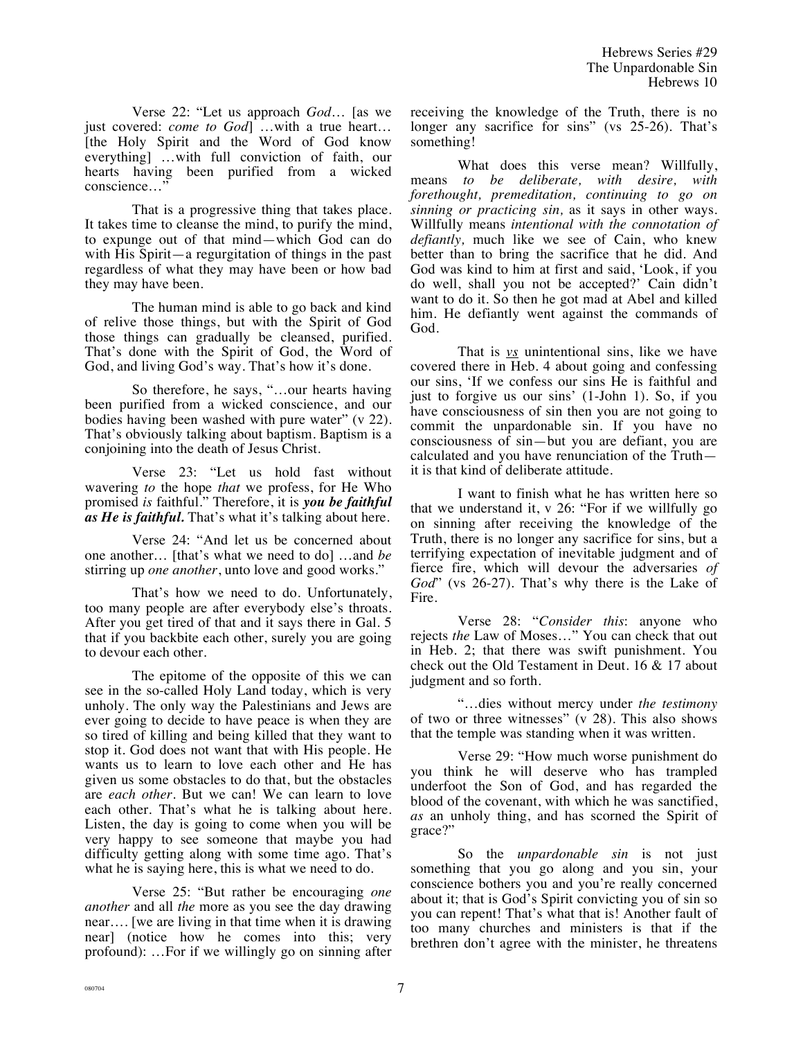Verse 22: "Let us approach *God*… [as we just covered: *come to God*] …with a true heart… [the Holy Spirit and the Word of God know everything] …with full conviction of faith, our hearts having been purified from a wicked conscience…"

That is a progressive thing that takes place. It takes time to cleanse the mind, to purify the mind, to expunge out of that mind—which God can do with His Spirit—a regurgitation of things in the past regardless of what they may have been or how bad they may have been.

The human mind is able to go back and kind of relive those things, but with the Spirit of God those things can gradually be cleansed, purified. That's done with the Spirit of God, the Word of God, and living God's way. That's how it's done.

So therefore, he says, "…our hearts having been purified from a wicked conscience, and our bodies having been washed with pure water" (v 22). That's obviously talking about baptism. Baptism is a conjoining into the death of Jesus Christ.

Verse 23: "Let us hold fast without wavering *to* the hope *that* we profess, for He Who promised *is* faithful." Therefore, it is ***you be faithful as He is faithful.*** That's what it's talking about here.

Verse 24: "And let us be concerned about one another… [that's what we need to do] …and *be* stirring up *one another*, unto love and good works."

That's how we need to do. Unfortunately, too many people are after everybody else's throats. After you get tired of that and it says there in Gal. 5 that if you backbite each other, surely you are going to devour each other.

The epitome of the opposite of this we can see in the so-called Holy Land today, which is very unholy. The only way the Palestinians and Jews are ever going to decide to have peace is when they are so tired of killing and being killed that they want to stop it. God does not want that with His people. He wants us to learn to love each other and He has given us some obstacles to do that, but the obstacles are *each other*. But we can! We can learn to love each other. That's what he is talking about here. Listen, the day is going to come when you will be very happy to see someone that maybe you had difficulty getting along with some time ago. That's what he is saying here, this is what we need to do.

Verse 25: "But rather be encouraging *one another* and all *the* more as you see the day drawing near…. [we are living in that time when it is drawing near] (notice how he comes into this; very profound): …For if we willingly go on sinning after receiving the knowledge of the Truth, there is no longer any sacrifice for sins" (vs 25-26). That's something!

What does this verse mean? Willfully, means *to be deliberate, with desire, with forethought, premeditation, continuing to go on sinning or practicing sin,* as it says in other ways. Willfully means *intentional with the connotation of defiantly,* much like we see of Cain, who knew better than to bring the sacrifice that he did. And God was kind to him at first and said, 'Look, if you do well, shall you not be accepted?' Cain didn't want to do it. So then he got mad at Abel and killed him. He defiantly went against the commands of God.

That is ***vs*** unintentional sins, like we have covered there in Heb. 4 about going and confessing our sins, 'If we confess our sins He is faithful and just to forgive us our sins' (1-John 1). So, if you have consciousness of sin then you are not going to commit the unpardonable sin. If you have no consciousness of sin—but you are defiant, you are calculated and you have renunciation of the Truth—it is that kind of deliberate attitude.

I want to finish what he has written here so that we understand it, v 26: "For if we willfully go on sinning after receiving the knowledge of the Truth, there is no longer any sacrifice for sins, but a terrifying expectation of inevitable judgment and of fierce fire, which will devour the adversaries *of God*" (vs 26-27). That's why there is the Lake of Fire.

Verse 28: "*Consider this*: anyone who rejects *the* Law of Moses…" You can check that out in Heb. 2; that there was swift punishment. You check out the Old Testament in Deut. 16 & 17 about judgment and so forth.

"…dies without mercy under *the testimony* of two or three witnesses" (v 28). This also shows that the temple was standing when it was written.

Verse 29: "How much worse punishment do you think he will deserve who has trampled underfoot the Son of God, and has regarded the blood of the covenant, with which he was sanctified, *as* an unholy thing, and has scorned the Spirit of grace?"

So the *unpardonable sin* is not just something that you go along and you sin, your conscience bothers you and you're really concerned about it; that is God's Spirit convicting you of sin so you can repent! That's what that is! Another fault of too many churches and ministers is that if the brethren don't agree with the minister, he threatens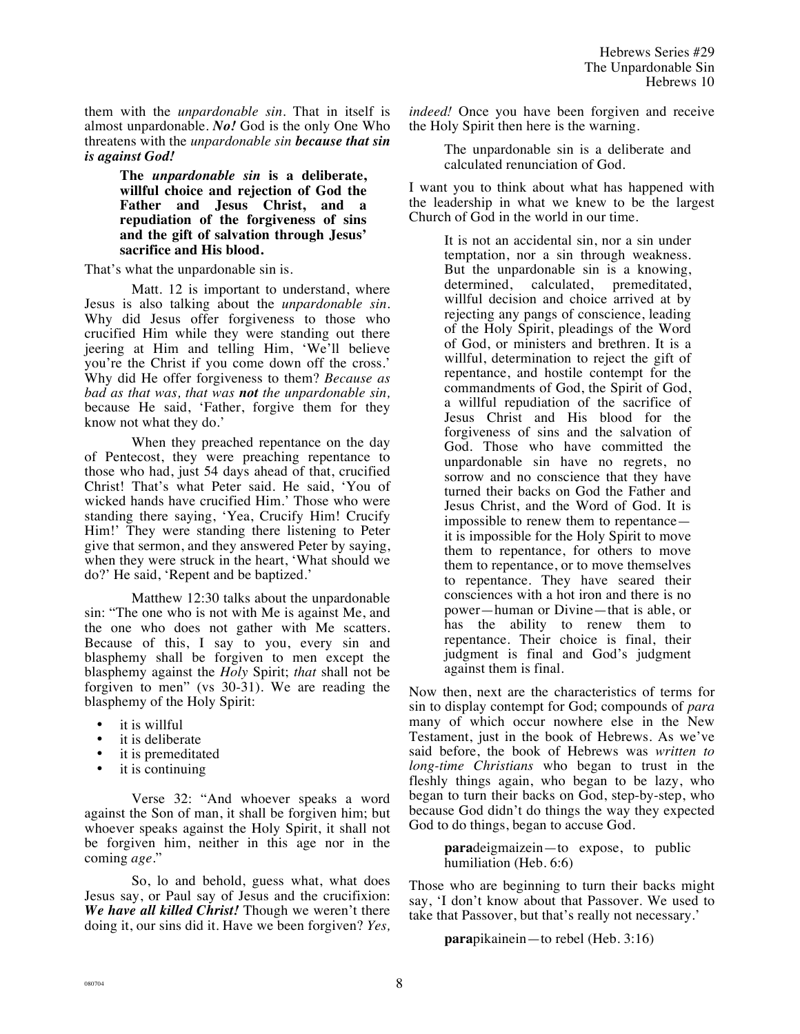them with the *unpardonable sin*. That in itself is almost unpardonable. ***No!*** God is the only One Who threatens with the *unpardonable sin* ***because that sin is against God!***

> **The *unpardonable sin* is a deliberate, willful choice and rejection of God the Father and Jesus Christ, and a repudiation of the forgiveness of sins and the gift of salvation through Jesus' sacrifice and His blood.**

That's what the unpardonable sin is.

Matt. 12 is important to understand, where Jesus is also talking about the *unpardonable sin*. Why did Jesus offer forgiveness to those who crucified Him while they were standing out there jeering at Him and telling Him, 'We'll believe you're the Christ if you come down off the cross.' Why did He offer forgiveness to them? *Because as bad as that was, that was **not** the unpardonable sin,* because He said, 'Father, forgive them for they know not what they do.'

When they preached repentance on the day of Pentecost, they were preaching repentance to those who had, just 54 days ahead of that, crucified Christ! That's what Peter said. He said, 'You of wicked hands have crucified Him.' Those who were standing there saying, 'Yea, Crucify Him! Crucify Him!' They were standing there listening to Peter give that sermon, and they answered Peter by saying, when they were struck in the heart, 'What should we do?' He said, 'Repent and be baptized.'

Matthew 12:30 talks about the unpardonable sin: "The one who is not with Me is against Me, and the one who does not gather with Me scatters. Because of this, I say to you, every sin and blasphemy shall be forgiven to men except the blasphemy against the *Holy* Spirit; *that* shall not be forgiven to men" (vs 30-31). We are reading the blasphemy of the Holy Spirit:

- it is willful
- it is deliberate
- it is premeditated
- it is continuing

Verse 32: "And whoever speaks a word against the Son of man, it shall be forgiven him; but whoever speaks against the Holy Spirit, it shall not be forgiven him, neither in this age nor in the coming *age*."

So, lo and behold, guess what, what does Jesus say, or Paul say of Jesus and the crucifixion: ***We have all killed Christ!*** Though we weren't there doing it, our sins did it. Have we been forgiven? *Yes, indeed!* Once you have been forgiven and receive the Holy Spirit then here is the warning.

> The unpardonable sin is a deliberate and calculated renunciation of God.

I want you to think about what has happened with the leadership in what we knew to be the largest Church of God in the world in our time.

> It is not an accidental sin, nor a sin under temptation, nor a sin through weakness. But the unpardonable sin is a knowing, determined, calculated, premeditated, willful decision and choice arrived at by rejecting any pangs of conscience, leading of the Holy Spirit, pleadings of the Word of God, or ministers and brethren. It is a willful, determination to reject the gift of repentance, and hostile contempt for the commandments of God, the Spirit of God, a willful repudiation of the sacrifice of Jesus Christ and His blood for the forgiveness of sins and the salvation of God. Those who have committed the unpardonable sin have no regrets, no sorrow and no conscience that they have turned their backs on God the Father and Jesus Christ, and the Word of God. It is impossible to renew them to repentance—it is impossible for the Holy Spirit to move them to repentance, for others to move them to repentance, or to move themselves to repentance. They have seared their consciences with a hot iron and there is no power—human or Divine—that is able, or has the ability to renew them to repentance. Their choice is final, their judgment is final and God's judgment against them is final.

Now then, next are the characteristics of terms for sin to display contempt for God; compounds of *para* many of which occur nowhere else in the New Testament, just in the book of Hebrews. As we've said before, the book of Hebrews was *written to long-time Christians* who began to trust in the fleshly things again, who began to be lazy, who began to turn their backs on God, step-by-step, who because God didn't do things the way they expected God to do things, began to accuse God.

> **para**deigmaizein—to expose, to public humiliation (Heb. 6:6)

Those who are beginning to turn their backs might say, 'I don't know about that Passover. We used to take that Passover, but that's really not necessary.'

> **para**pikainein—to rebel (Heb. 3:16)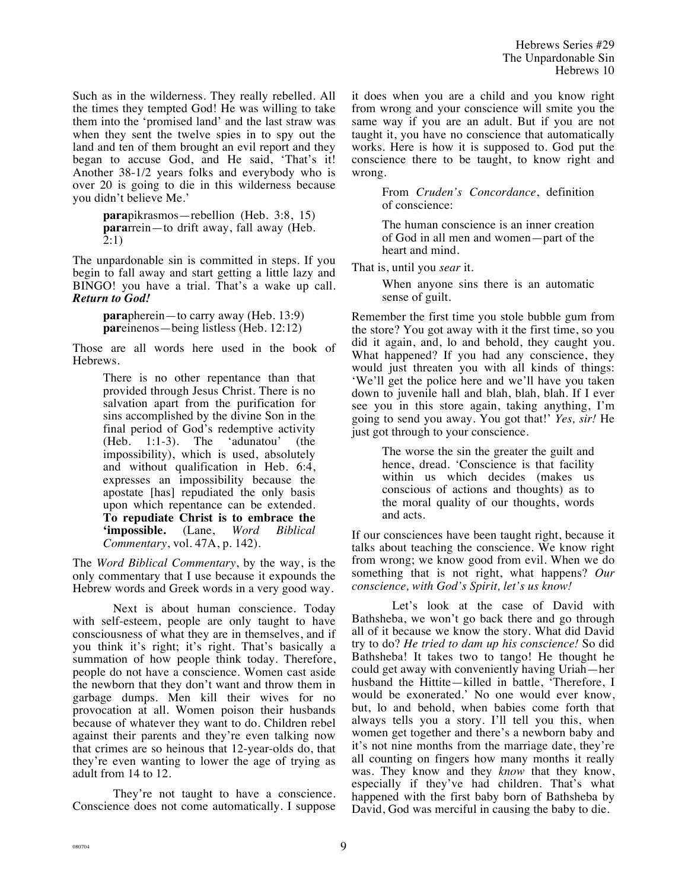Such as in the wilderness. They really rebelled. All the times they tempted God! He was willing to take them into the 'promised land' and the last straw was when they sent the twelve spies in to spy out the land and ten of them brought an evil report and they began to accuse God, and He said, 'That's it! Another 38-1/2 years folks and everybody who is over 20 is going to die in this wilderness because you didn't believe Me.'

> **para**pikrasmos—rebellion (Heb. 3:8, 15)
> **para**rrein—to drift away, fall away (Heb. 2:1)

The unpardonable sin is committed in steps. If you begin to fall away and start getting a little lazy and BINGO! you have a trial. That's a wake up call. ***Return to God!***

> **para**pherein—to carry away (Heb. 13:9)
> **par**einenos—being listless (Heb. 12:12)

Those are all words here used in the book of Hebrews.

> There is no other repentance than that provided through Jesus Christ. There is no salvation apart from the purification for sins accomplished by the divine Son in the final period of God's redemptive activity (Heb. 1:1-3). The 'adunatou' (the impossibility), which is used, absolutely and without qualification in Heb. 6:4, expresses an impossibility because the apostate [has] repudiated the only basis upon which repentance can be extended. **To repudiate Christ is to embrace the 'impossible.** (Lane, *Word Biblical Commentary*, vol. 47A, p. 142).

The *Word Biblical Commentary*, by the way, is the only commentary that I use because it expounds the Hebrew words and Greek words in a very good way.

Next is about human conscience. Today with self-esteem, people are only taught to have consciousness of what they are in themselves, and if you think it's right; it's right. That's basically a summation of how people think today. Therefore, people do not have a conscience. Women cast aside the newborn that they don't want and throw them in garbage dumps. Men kill their wives for no provocation at all. Women poison their husbands because of whatever they want to do. Children rebel against their parents and they're even talking now that crimes are so heinous that 12-year-olds do, that they're even wanting to lower the age of trying as adult from 14 to 12.

They're not taught to have a conscience. Conscience does not come automatically. I suppose it does when you are a child and you know right from wrong and your conscience will smite you the same way if you are an adult. But if you are not taught it, you have no conscience that automatically works. Here is how it is supposed to. God put the conscience there to be taught, to know right and wrong.

> From *Cruden's Concordance*, definition of conscience:
>
> The human conscience is an inner creation of God in all men and women—part of the heart and mind.

That is, until you *sear* it.

> When anyone sins there is an automatic sense of guilt.

Remember the first time you stole bubble gum from the store? You got away with it the first time, so you did it again, and, lo and behold, they caught you. What happened? If you had any conscience, they would just threaten you with all kinds of things: 'We'll get the police here and we'll have you taken down to juvenile hall and blah, blah, blah. If I ever see you in this store again, taking anything, I'm going to send you away. You got that!' *Yes, sir!* He just got through to your conscience.

> The worse the sin the greater the guilt and hence, dread. 'Conscience is that facility within us which decides (makes us conscious of actions and thoughts) as to the moral quality of our thoughts, words and acts.

If our consciences have been taught right, because it talks about teaching the conscience. We know right from wrong; we know good from evil. When we do something that is not right, what happens? *Our conscience, with God's Spirit, let's us know!*

Let's look at the case of David with Bathsheba, we won't go back there and go through all of it because we know the story. What did David try to do? *He tried to dam up his conscience!* So did Bathsheba! It takes two to tango! He thought he could get away with conveniently having Uriah—her husband the Hittite—killed in battle, 'Therefore, I would be exonerated.' No one would ever know, but, lo and behold, when babies come forth that always tells you a story. I'll tell you this, when women get together and there's a newborn baby and it's not nine months from the marriage date, they're all counting on fingers how many months it really was. They know and they *know* that they know, especially if they've had children. That's what happened with the first baby born of Bathsheba by David, God was merciful in causing the baby to die.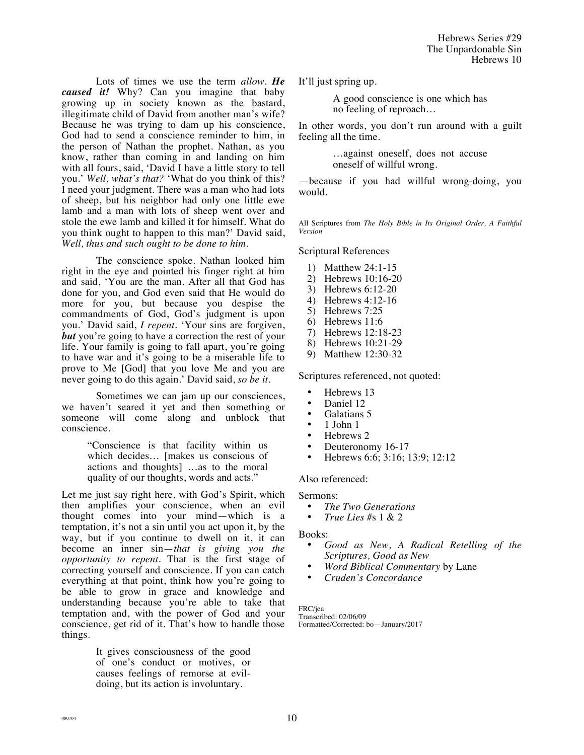Lots of times we use the term *allow*. ***He caused it!*** Why? Can you imagine that baby growing up in society known as the bastard, illegitimate child of David from another man's wife? Because he was trying to dam up his conscience, God had to send a conscience reminder to him, in the person of Nathan the prophet. Nathan, as you know, rather than coming in and landing on him with all fours, said, 'David I have a little story to tell you.' *Well, what's that?* 'What do you think of this? I need your judgment. There was a man who had lots of sheep, but his neighbor had only one little ewe lamb and a man with lots of sheep went over and stole the ewe lamb and killed it for himself. What do you think ought to happen to this man?' David said, *Well, thus and such ought to be done to him*.

The conscience spoke. Nathan looked him right in the eye and pointed his finger right at him and said, 'You are the man. After all that God has done for you, and God even said that He would do more for you, but because you despise the commandments of God, God's judgment is upon you.' David said, *I repent*. 'Your sins are forgiven, ***but*** you're going to have a correction the rest of your life. Your family is going to fall apart, you're going to have war and it's going to be a miserable life to prove to Me [God] that you love Me and you are never going to do this again.' David said, *so be it*.

Sometimes we can jam up our consciences, we haven't seared it yet and then something or someone will come along and unblock that conscience.

> "Conscience is that facility within us which decides… [makes us conscious of actions and thoughts] …as to the moral quality of our thoughts, words and acts."

Let me just say right here, with God's Spirit, which then amplifies your conscience, when an evil thought comes into your mind—which is a temptation, it's not a sin until you act upon it, by the way, but if you continue to dwell on it, it can become an inner sin—*that is giving you the opportunity to repent*. That is the first stage of correcting yourself and conscience. If you can catch everything at that point, think how you're going to be able to grow in grace and knowledge and understanding because you're able to take that temptation and, with the power of God and your conscience, get rid of it. That's how to handle those things.

> It gives consciousness of the good of one's conduct or motives, or causes feelings of remorse at evil-doing, but its action is involuntary.

It'll just spring up.

> A good conscience is one which has no feeling of reproach…

In other words, you don't run around with a guilt feeling all the time.

> …against oneself, does not accuse oneself of willful wrong.

—because if you had willful wrong-doing, you would.

All Scriptures from *The Holy Bible in Its Original Order, A Faithful Version*

Scriptural References

1) Matthew 24:1-15
2) Hebrews 10:16-20
3) Hebrews 6:12-20
4) Hebrews 4:12-16
5) Hebrews 7:25
6) Hebrews 11:6
7) Hebrews 12:18-23
8) Hebrews 10:21-29
9) Matthew 12:30-32

Scriptures referenced, not quoted:

- Hebrews 13
- Daniel 12
- Galatians 5
- 1 John 1
- Hebrews 2
- Deuteronomy 16-17
- Hebrews 6:6; 3:16; 13:9; 12:12

Also referenced:

Sermons:
- *The Two Generations*
- *True Lies* #s 1 & 2

Books:
- *Good as New, A Radical Retelling of the Scriptures, Good as New*
- *Word Biblical Commentary* by Lane
- *Cruden's Concordance*

FRC/jea
Transcribed: 02/06/09
Formatted/Corrected: bo—January/2017